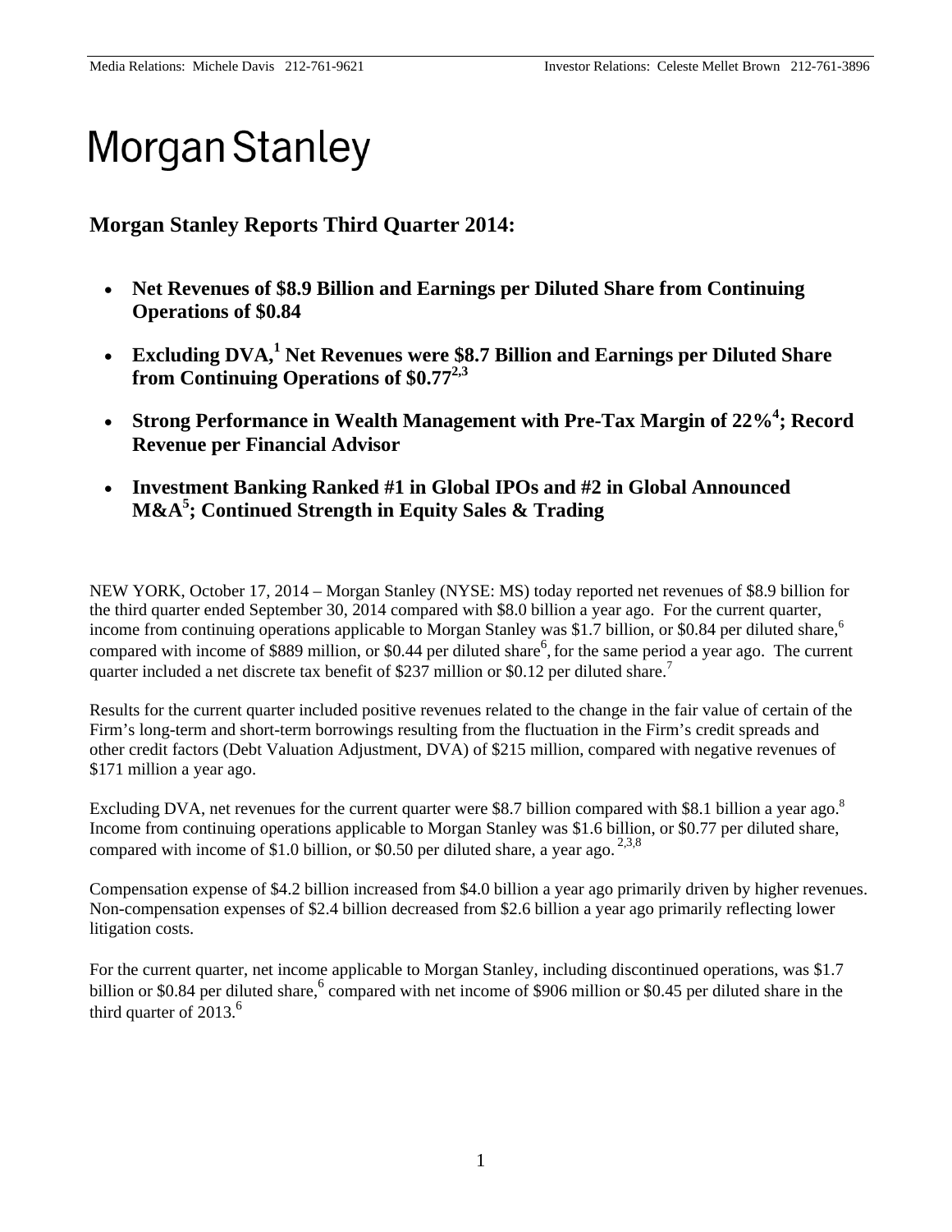Media Relations: Michele Davis 212-761-9621 Investor Relations: Celeste Mellet Brown 212-761-3896

# Morgan Stanley

## Morgan Stanley Reports Third Quarter 2014:

- **Net Revenues of $8.9 Billion and Earnings per Diluted Share from Continuing Operations of $0.84**
- **Excluding DVA,[1] Net Revenues were $8.7 Billion and Earnings per Diluted Share from Continuing Operations of $0.77[2,3]**
- **Strong Performance in Wealth Management with Pre-Tax Margin of 22%[4]; Record Revenue per Financial Advisor**
- **Investment Banking Ranked #1 in Global IPOs and #2 in Global Announced M&A[5]; Continued Strength in Equity Sales & Trading**

NEW YORK, October 17, 2014 – Morgan Stanley (NYSE: MS) today reported net revenues of $8.9 billion for the third quarter ended September 30, 2014 compared with $8.0 billion a year ago. For the current quarter, income from continuing operations applicable to Morgan Stanley was $1.7 billion, or $0.84 per diluted share,[6] compared with income of $889 million, or $0.44 per diluted share[6], for the same period a year ago. The current quarter included a net discrete tax benefit of $237 million or $0.12 per diluted share.[7]

Results for the current quarter included positive revenues related to the change in the fair value of certain of the Firm's long-term and short-term borrowings resulting from the fluctuation in the Firm's credit spreads and other credit factors (Debt Valuation Adjustment, DVA) of $215 million, compared with negative revenues of $171 million a year ago.

Excluding DVA, net revenues for the current quarter were $8.7 billion compared with $8.1 billion a year ago.[8] Income from continuing operations applicable to Morgan Stanley was $1.6 billion, or $0.77 per diluted share, compared with income of $1.0 billion, or $0.50 per diluted share, a year ago.[2,3,8]

Compensation expense of $4.2 billion increased from $4.0 billion a year ago primarily driven by higher revenues. Non-compensation expenses of $2.4 billion decreased from $2.6 billion a year ago primarily reflecting lower litigation costs.

For the current quarter, net income applicable to Morgan Stanley, including discontinued operations, was $1.7 billion or $0.84 per diluted share,[6] compared with net income of $906 million or $0.45 per diluted share in the third quarter of 2013.[6]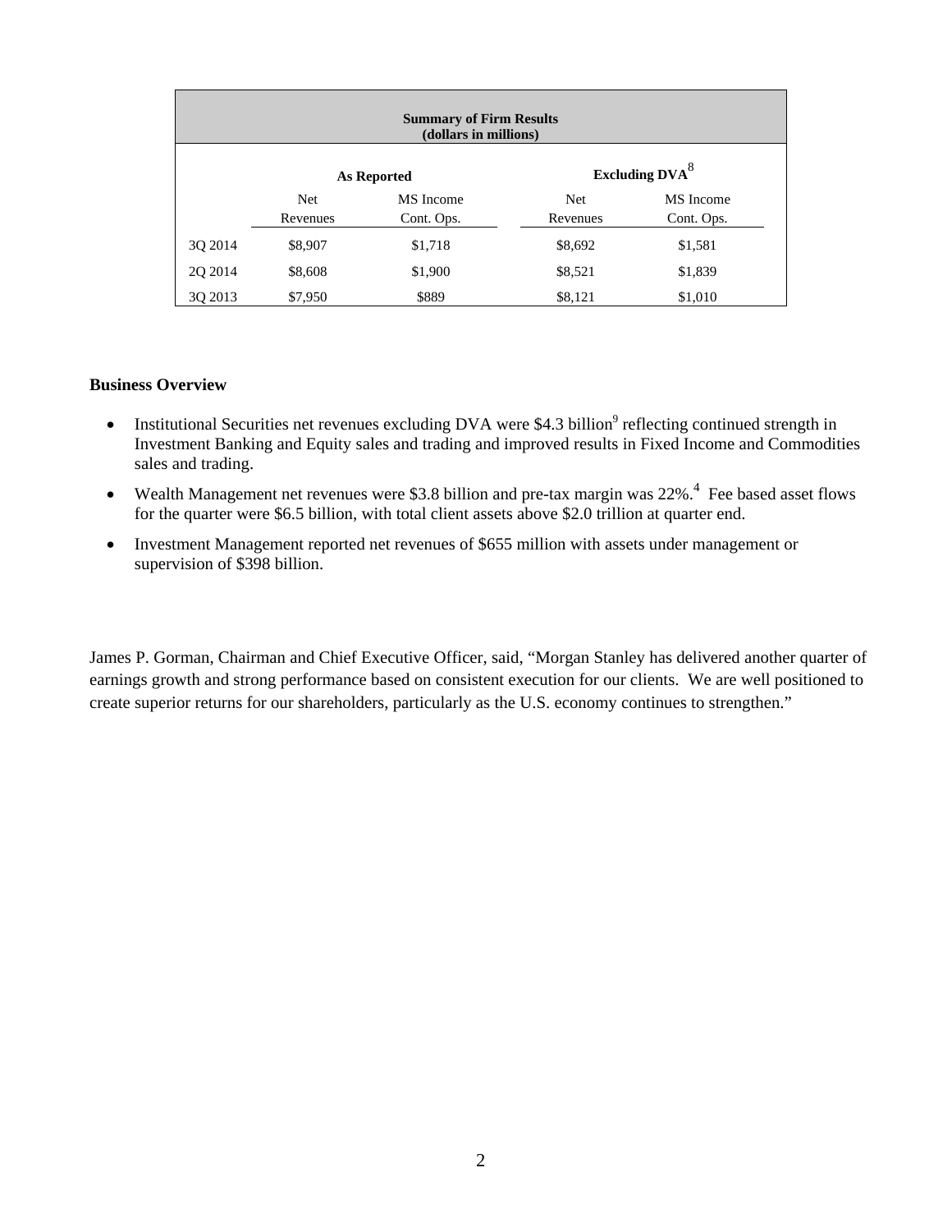| Summary of Firm Results (dollars in millions) | | | | |
|---|---|---|---|---|
| | As Reported | | Excluding DVA[8] | |
| | Net Revenues | MS Income Cont. Ops. | Net Revenues | MS Income Cont. Ops. |
| 3Q 2014 | $8,907 | $1,718 | $8,692 | $1,581 |
| 2Q 2014 | $8,608 | $1,900 | $8,521 | $1,839 |
| 3Q 2013 | $7,950 | $889 | $8,121 | $1,010 |

**Business Overview**

- Institutional Securities net revenues excluding DVA were $4.3 billion[9] reflecting continued strength in Investment Banking and Equity sales and trading and improved results in Fixed Income and Commodities sales and trading.
- Wealth Management net revenues were $3.8 billion and pre-tax margin was 22%.[4] Fee based asset flows for the quarter were $6.5 billion, with total client assets above $2.0 trillion at quarter end.
- Investment Management reported net revenues of $655 million with assets under management or supervision of $398 billion.

James P. Gorman, Chairman and Chief Executive Officer, said, "Morgan Stanley has delivered another quarter of earnings growth and strong performance based on consistent execution for our clients. We are well positioned to create superior returns for our shareholders, particularly as the U.S. economy continues to strengthen."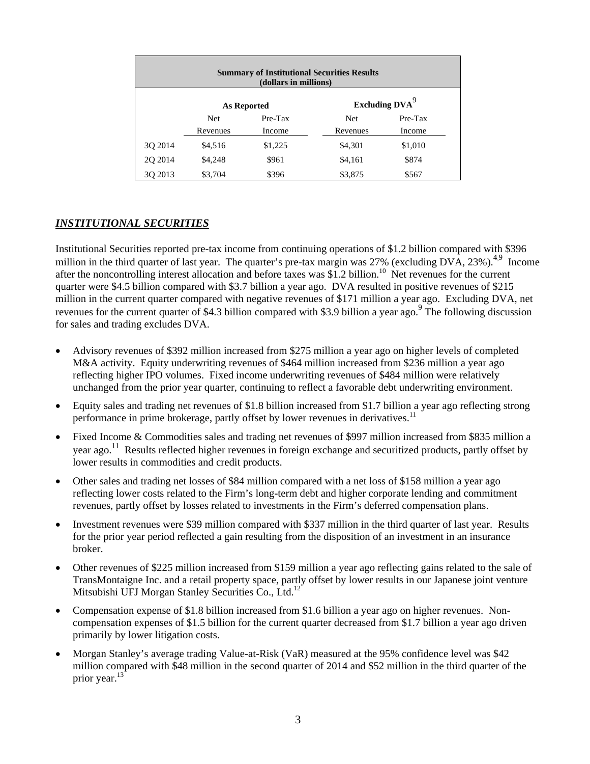| Summary of Institutional Securities Results (dollars in millions) | | | | |
|---|---|---|---|---|
| | As Reported | | Excluding DVA[9] | |
| | Net Revenues | Pre-Tax Income | Net Revenues | Pre-Tax Income |
| 3Q 2014 | $4,516 | $1,225 | $4,301 | $1,010 |
| 2Q 2014 | $4,248 | $961 | $4,161 | $874 |
| 3Q 2013 | $3,704 | $396 | $3,875 | $567 |

## *INSTITUTIONAL SECURITIES*

Institutional Securities reported pre-tax income from continuing operations of $1.2 billion compared with $396 million in the third quarter of last year. The quarter's pre-tax margin was 27% (excluding DVA, 23%).[4,9] Income after the noncontrolling interest allocation and before taxes was $1.2 billion.[10] Net revenues for the current quarter were $4.5 billion compared with $3.7 billion a year ago. DVA resulted in positive revenues of $215 million in the current quarter compared with negative revenues of $171 million a year ago. Excluding DVA, net revenues for the current quarter of $4.3 billion compared with $3.9 billion a year ago.[9] The following discussion for sales and trading excludes DVA.

- Advisory revenues of $392 million increased from $275 million a year ago on higher levels of completed M&A activity. Equity underwriting revenues of $464 million increased from $236 million a year ago reflecting higher IPO volumes. Fixed income underwriting revenues of $484 million were relatively unchanged from the prior year quarter, continuing to reflect a favorable debt underwriting environment.
- Equity sales and trading net revenues of $1.8 billion increased from $1.7 billion a year ago reflecting strong performance in prime brokerage, partly offset by lower revenues in derivatives.[11]
- Fixed Income & Commodities sales and trading net revenues of $997 million increased from $835 million a year ago.[11] Results reflected higher revenues in foreign exchange and securitized products, partly offset by lower results in commodities and credit products.
- Other sales and trading net losses of $84 million compared with a net loss of $158 million a year ago reflecting lower costs related to the Firm's long-term debt and higher corporate lending and commitment revenues, partly offset by losses related to investments in the Firm's deferred compensation plans.
- Investment revenues were $39 million compared with $337 million in the third quarter of last year. Results for the prior year period reflected a gain resulting from the disposition of an investment in an insurance broker.
- Other revenues of $225 million increased from $159 million a year ago reflecting gains related to the sale of TransMontaigne Inc. and a retail property space, partly offset by lower results in our Japanese joint venture Mitsubishi UFJ Morgan Stanley Securities Co., Ltd.[12]
- Compensation expense of $1.8 billion increased from $1.6 billion a year ago on higher revenues. Non-compensation expenses of $1.5 billion for the current quarter decreased from $1.7 billion a year ago driven primarily by lower litigation costs.
- Morgan Stanley's average trading Value-at-Risk (VaR) measured at the 95% confidence level was $42 million compared with $48 million in the second quarter of 2014 and $52 million in the third quarter of the prior year.[13]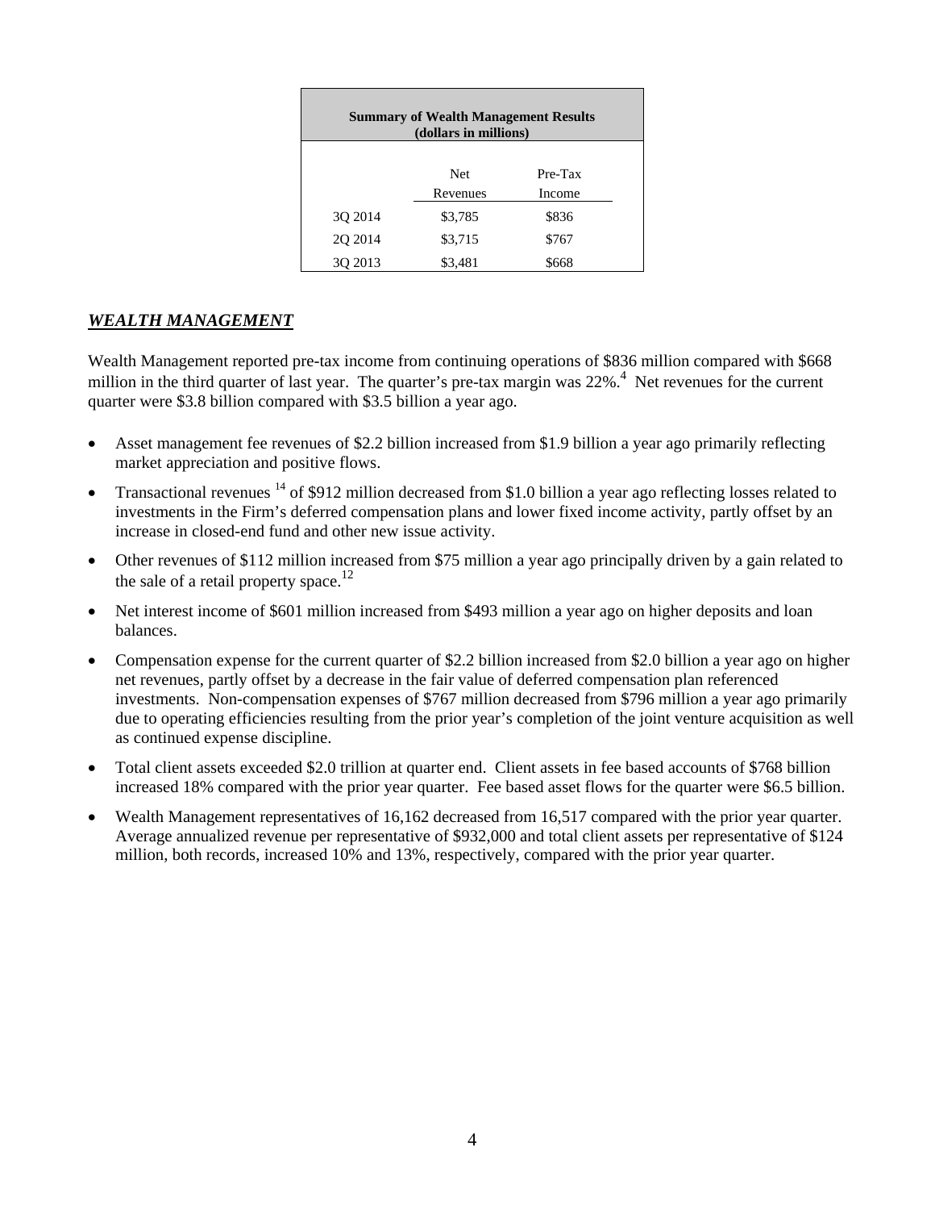| Summary of Wealth Management Results (dollars in millions) | | |
| --- | --- | --- |
| | Net Revenues | Pre-Tax Income |
| 3Q 2014 | $3,785 | $836 |
| 2Q 2014 | $3,715 | $767 |
| 3Q 2013 | $3,481 | $668 |

## ***WEALTH MANAGEMENT***

Wealth Management reported pre-tax income from continuing operations of $836 million compared with $668 million in the third quarter of last year. The quarter's pre-tax margin was 22%.[4] Net revenues for the current quarter were $3.8 billion compared with $3.5 billion a year ago.

- Asset management fee revenues of $2.2 billion increased from $1.9 billion a year ago primarily reflecting market appreciation and positive flows.
- Transactional revenues [14] of $912 million decreased from $1.0 billion a year ago reflecting losses related to investments in the Firm's deferred compensation plans and lower fixed income activity, partly offset by an increase in closed-end fund and other new issue activity.
- Other revenues of $112 million increased from $75 million a year ago principally driven by a gain related to the sale of a retail property space.[12]
- Net interest income of $601 million increased from $493 million a year ago on higher deposits and loan balances.
- Compensation expense for the current quarter of $2.2 billion increased from $2.0 billion a year ago on higher net revenues, partly offset by a decrease in the fair value of deferred compensation plan referenced investments. Non-compensation expenses of $767 million decreased from $796 million a year ago primarily due to operating efficiencies resulting from the prior year's completion of the joint venture acquisition as well as continued expense discipline.
- Total client assets exceeded $2.0 trillion at quarter end. Client assets in fee based accounts of $768 billion increased 18% compared with the prior year quarter. Fee based asset flows for the quarter were $6.5 billion.
- Wealth Management representatives of 16,162 decreased from 16,517 compared with the prior year quarter. Average annualized revenue per representative of $932,000 and total client assets per representative of $124 million, both records, increased 10% and 13%, respectively, compared with the prior year quarter.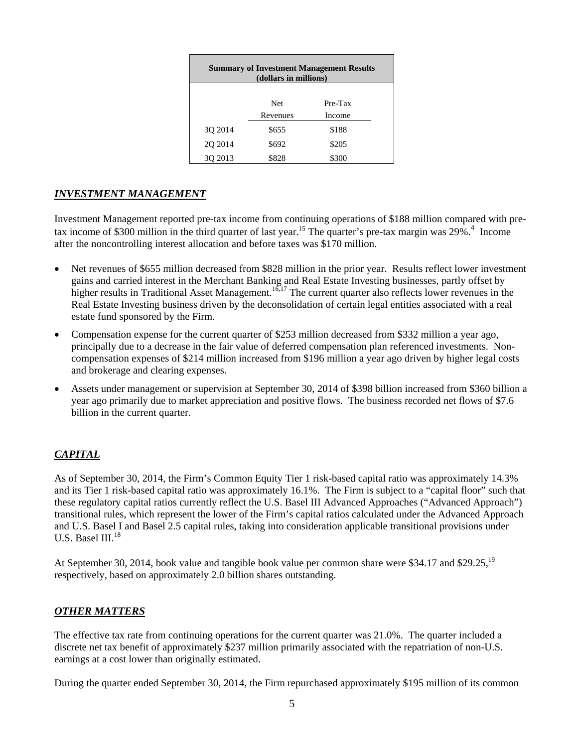| Summary of Investment Management Results (dollars in millions) | | |
|---|---|---|
| | Net Revenues | Pre-Tax Income |
| 3Q 2014 | $655 | $188 |
| 2Q 2014 | $692 | $205 |
| 3Q 2013 | $828 | $300 |

## *INVESTMENT MANAGEMENT*

Investment Management reported pre-tax income from continuing operations of $188 million compared with pre-tax income of $300 million in the third quarter of last year.[15] The quarter's pre-tax margin was 29%.[4] Income after the noncontrolling interest allocation and before taxes was $170 million.

- Net revenues of $655 million decreased from $828 million in the prior year. Results reflect lower investment gains and carried interest in the Merchant Banking and Real Estate Investing businesses, partly offset by higher results in Traditional Asset Management.[16,17] The current quarter also reflects lower revenues in the Real Estate Investing business driven by the deconsolidation of certain legal entities associated with a real estate fund sponsored by the Firm.
- Compensation expense for the current quarter of $253 million decreased from $332 million a year ago, principally due to a decrease in the fair value of deferred compensation plan referenced investments. Non-compensation expenses of $214 million increased from $196 million a year ago driven by higher legal costs and brokerage and clearing expenses.
- Assets under management or supervision at September 30, 2014 of $398 billion increased from $360 billion a year ago primarily due to market appreciation and positive flows. The business recorded net flows of $7.6 billion in the current quarter.

## *CAPITAL*

As of September 30, 2014, the Firm's Common Equity Tier 1 risk-based capital ratio was approximately 14.3% and its Tier 1 risk-based capital ratio was approximately 16.1%. The Firm is subject to a "capital floor" such that these regulatory capital ratios currently reflect the U.S. Basel III Advanced Approaches ("Advanced Approach") transitional rules, which represent the lower of the Firm's capital ratios calculated under the Advanced Approach and U.S. Basel I and Basel 2.5 capital rules, taking into consideration applicable transitional provisions under U.S. Basel III.[18]

At September 30, 2014, book value and tangible book value per common share were $34.17 and $29.25,[19] respectively, based on approximately 2.0 billion shares outstanding.

## *OTHER MATTERS*

The effective tax rate from continuing operations for the current quarter was 21.0%. The quarter included a discrete net tax benefit of approximately $237 million primarily associated with the repatriation of non-U.S. earnings at a cost lower than originally estimated.

During the quarter ended September 30, 2014, the Firm repurchased approximately $195 million of its common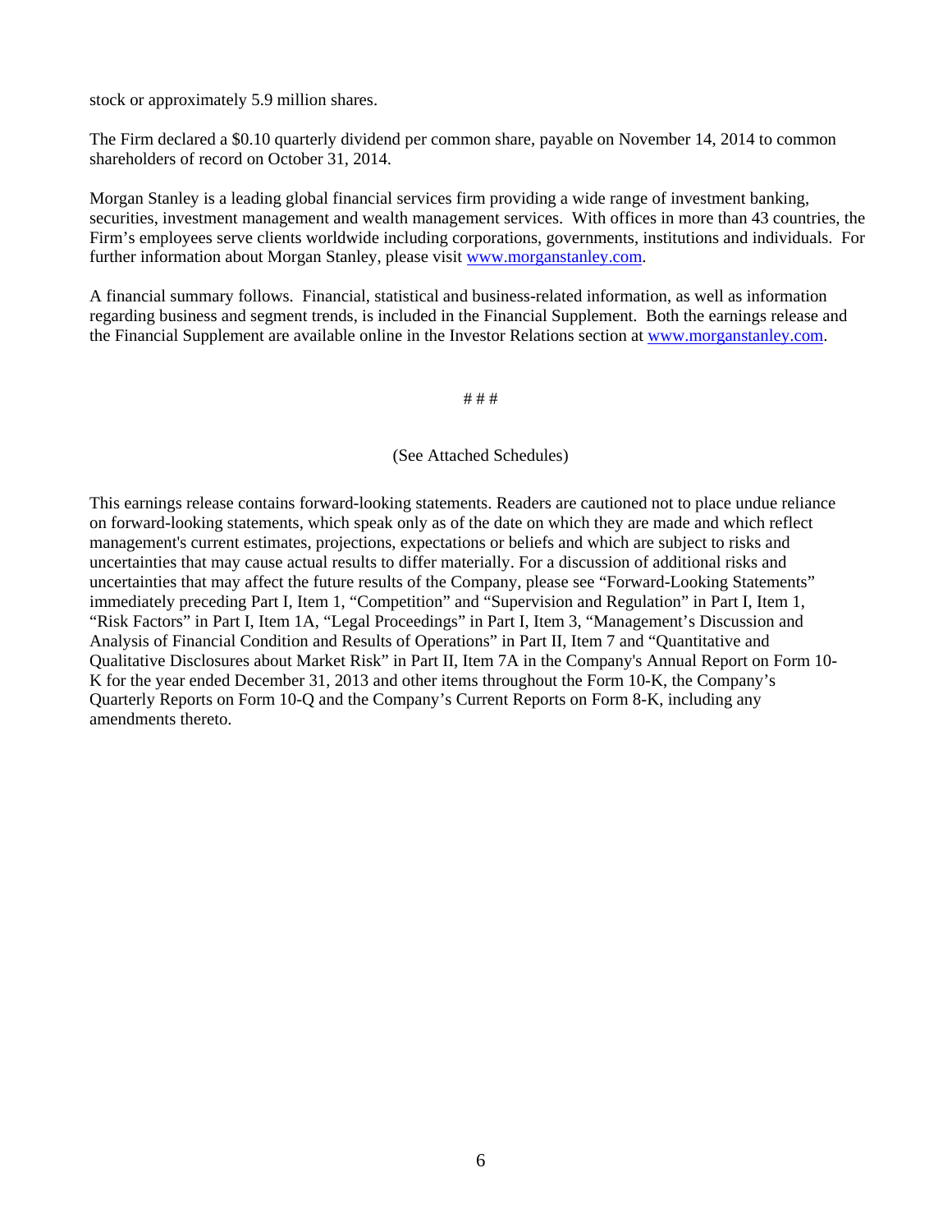stock or approximately 5.9 million shares.

The Firm declared a $0.10 quarterly dividend per common share, payable on November 14, 2014 to common shareholders of record on October 31, 2014.

Morgan Stanley is a leading global financial services firm providing a wide range of investment banking, securities, investment management and wealth management services. With offices in more than 43 countries, the Firm's employees serve clients worldwide including corporations, governments, institutions and individuals. For further information about Morgan Stanley, please visit www.morganstanley.com.

A financial summary follows. Financial, statistical and business-related information, as well as information regarding business and segment trends, is included in the Financial Supplement. Both the earnings release and the Financial Supplement are available online in the Investor Relations section at www.morganstanley.com.

# # #

(See Attached Schedules)

This earnings release contains forward-looking statements. Readers are cautioned not to place undue reliance on forward-looking statements, which speak only as of the date on which they are made and which reflect management's current estimates, projections, expectations or beliefs and which are subject to risks and uncertainties that may cause actual results to differ materially. For a discussion of additional risks and uncertainties that may affect the future results of the Company, please see "Forward-Looking Statements" immediately preceding Part I, Item 1, "Competition" and "Supervision and Regulation" in Part I, Item 1, "Risk Factors" in Part I, Item 1A, "Legal Proceedings" in Part I, Item 3, "Management's Discussion and Analysis of Financial Condition and Results of Operations" in Part II, Item 7 and "Quantitative and Qualitative Disclosures about Market Risk" in Part II, Item 7A in the Company's Annual Report on Form 10-K for the year ended December 31, 2013 and other items throughout the Form 10-K, the Company's Quarterly Reports on Form 10-Q and the Company's Current Reports on Form 8-K, including any amendments thereto.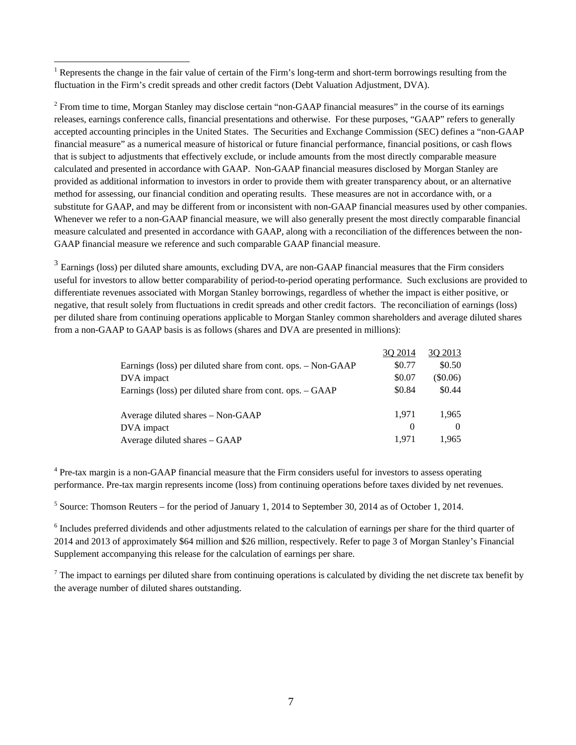[1] Represents the change in the fair value of certain of the Firm's long-term and short-term borrowings resulting from the fluctuation in the Firm's credit spreads and other credit factors (Debt Valuation Adjustment, DVA).

[2] From time to time, Morgan Stanley may disclose certain "non-GAAP financial measures" in the course of its earnings releases, earnings conference calls, financial presentations and otherwise. For these purposes, "GAAP" refers to generally accepted accounting principles in the United States. The Securities and Exchange Commission (SEC) defines a "non-GAAP financial measure" as a numerical measure of historical or future financial performance, financial positions, or cash flows that is subject to adjustments that effectively exclude, or include amounts from the most directly comparable measure calculated and presented in accordance with GAAP. Non-GAAP financial measures disclosed by Morgan Stanley are provided as additional information to investors in order to provide them with greater transparency about, or an alternative method for assessing, our financial condition and operating results. These measures are not in accordance with, or a substitute for GAAP, and may be different from or inconsistent with non-GAAP financial measures used by other companies. Whenever we refer to a non-GAAP financial measure, we will also generally present the most directly comparable financial measure calculated and presented in accordance with GAAP, along with a reconciliation of the differences between the non-GAAP financial measure we reference and such comparable GAAP financial measure.

[3] Earnings (loss) per diluted share amounts, excluding DVA, are non-GAAP financial measures that the Firm considers useful for investors to allow better comparability of period-to-period operating performance. Such exclusions are provided to differentiate revenues associated with Morgan Stanley borrowings, regardless of whether the impact is either positive, or negative, that result solely from fluctuations in credit spreads and other credit factors. The reconciliation of earnings (loss) per diluted share from continuing operations applicable to Morgan Stanley common shareholders and average diluted shares from a non-GAAP to GAAP basis is as follows (shares and DVA are presented in millions):

| | 3Q 2014 | 3Q 2013 |
|---|---|---|
| Earnings (loss) per diluted share from cont. ops. – Non-GAAP | $0.77 | $0.50 |
| DVA impact | $0.07 | ($0.06) |
| Earnings (loss) per diluted share from cont. ops. – GAAP | $0.84 | $0.44 |
| | | |
| Average diluted shares – Non-GAAP | 1,971 | 1,965 |
| DVA impact | 0 | 0 |
| Average diluted shares – GAAP | 1,971 | 1,965 |

[4] Pre-tax margin is a non-GAAP financial measure that the Firm considers useful for investors to assess operating performance. Pre-tax margin represents income (loss) from continuing operations before taxes divided by net revenues.

[5] Source: Thomson Reuters – for the period of January 1, 2014 to September 30, 2014 as of October 1, 2014.

[6] Includes preferred dividends and other adjustments related to the calculation of earnings per share for the third quarter of 2014 and 2013 of approximately $64 million and $26 million, respectively. Refer to page 3 of Morgan Stanley's Financial Supplement accompanying this release for the calculation of earnings per share.

[7] The impact to earnings per diluted share from continuing operations is calculated by dividing the net discrete tax benefit by the average number of diluted shares outstanding.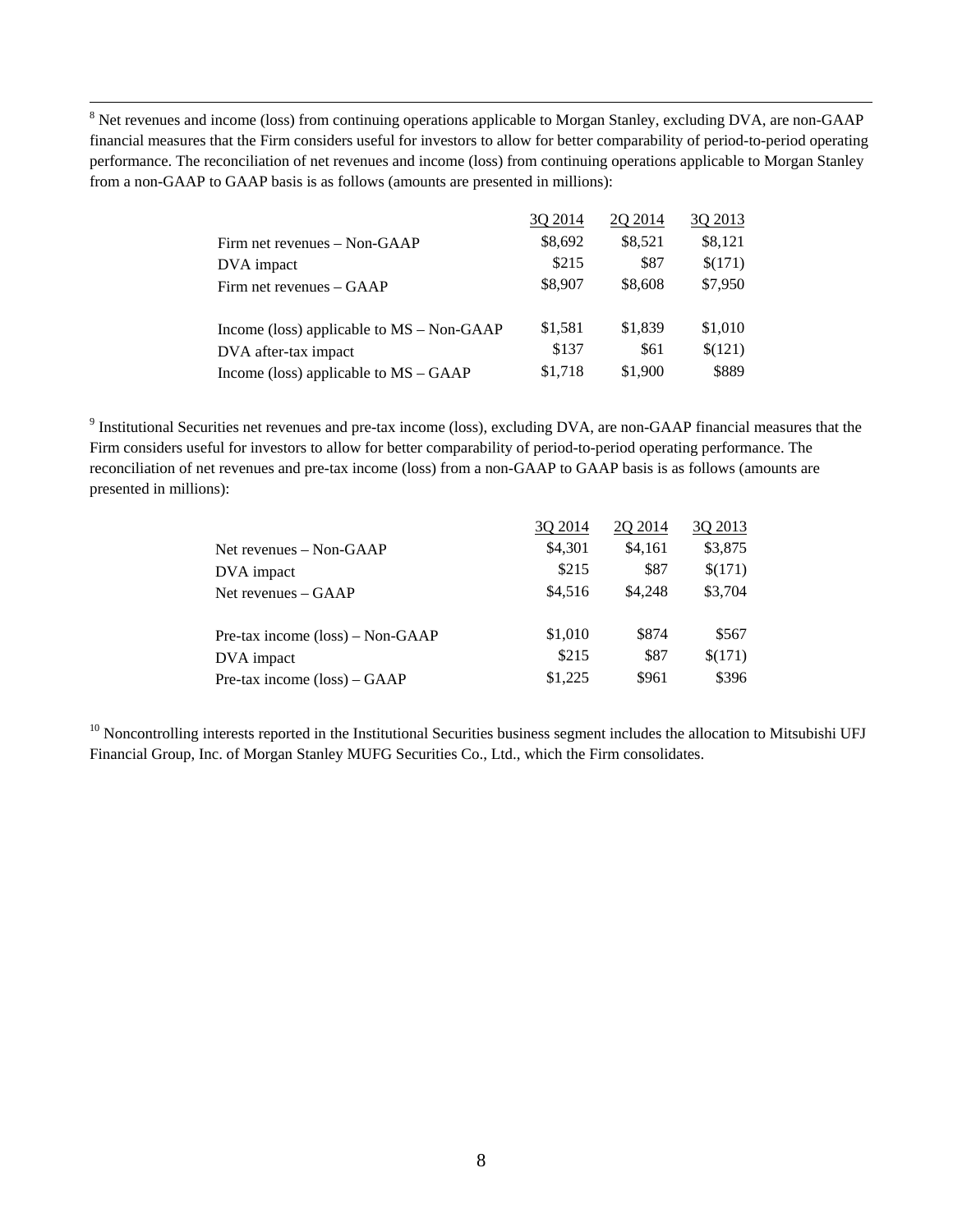[8] Net revenues and income (loss) from continuing operations applicable to Morgan Stanley, excluding DVA, are non-GAAP financial measures that the Firm considers useful for investors to allow for better comparability of period-to-period operating performance. The reconciliation of net revenues and income (loss) from continuing operations applicable to Morgan Stanley from a non-GAAP to GAAP basis is as follows (amounts are presented in millions):

| | 3Q 2014 | 2Q 2014 | 3Q 2013 |
|---|---|---|---|
| Firm net revenues – Non-GAAP | $8,692 | $8,521 | $8,121 |
| DVA impact | $215 | $87 | $(171) |
| Firm net revenues – GAAP | $8,907 | $8,608 | $7,950 |
| | | | |
| Income (loss) applicable to MS – Non-GAAP | $1,581 | $1,839 | $1,010 |
| DVA after-tax impact | $137 | $61 | $(121) |
| Income (loss) applicable to MS – GAAP | $1,718 | $1,900 | $889 |

[9] Institutional Securities net revenues and pre-tax income (loss), excluding DVA, are non-GAAP financial measures that the Firm considers useful for investors to allow for better comparability of period-to-period operating performance. The reconciliation of net revenues and pre-tax income (loss) from a non-GAAP to GAAP basis is as follows (amounts are presented in millions):

| | 3Q 2014 | 2Q 2014 | 3Q 2013 |
|---|---|---|---|
| Net revenues – Non-GAAP | $4,301 | $4,161 | $3,875 |
| DVA impact | $215 | $87 | $(171) |
| Net revenues – GAAP | $4,516 | $4,248 | $3,704 |
| | | | |
| Pre-tax income (loss) – Non-GAAP | $1,010 | $874 | $567 |
| DVA impact | $215 | $87 | $(171) |
| Pre-tax income (loss) – GAAP | $1,225 | $961 | $396 |

[10] Noncontrolling interests reported in the Institutional Securities business segment includes the allocation to Mitsubishi UFJ Financial Group, Inc. of Morgan Stanley MUFG Securities Co., Ltd., which the Firm consolidates.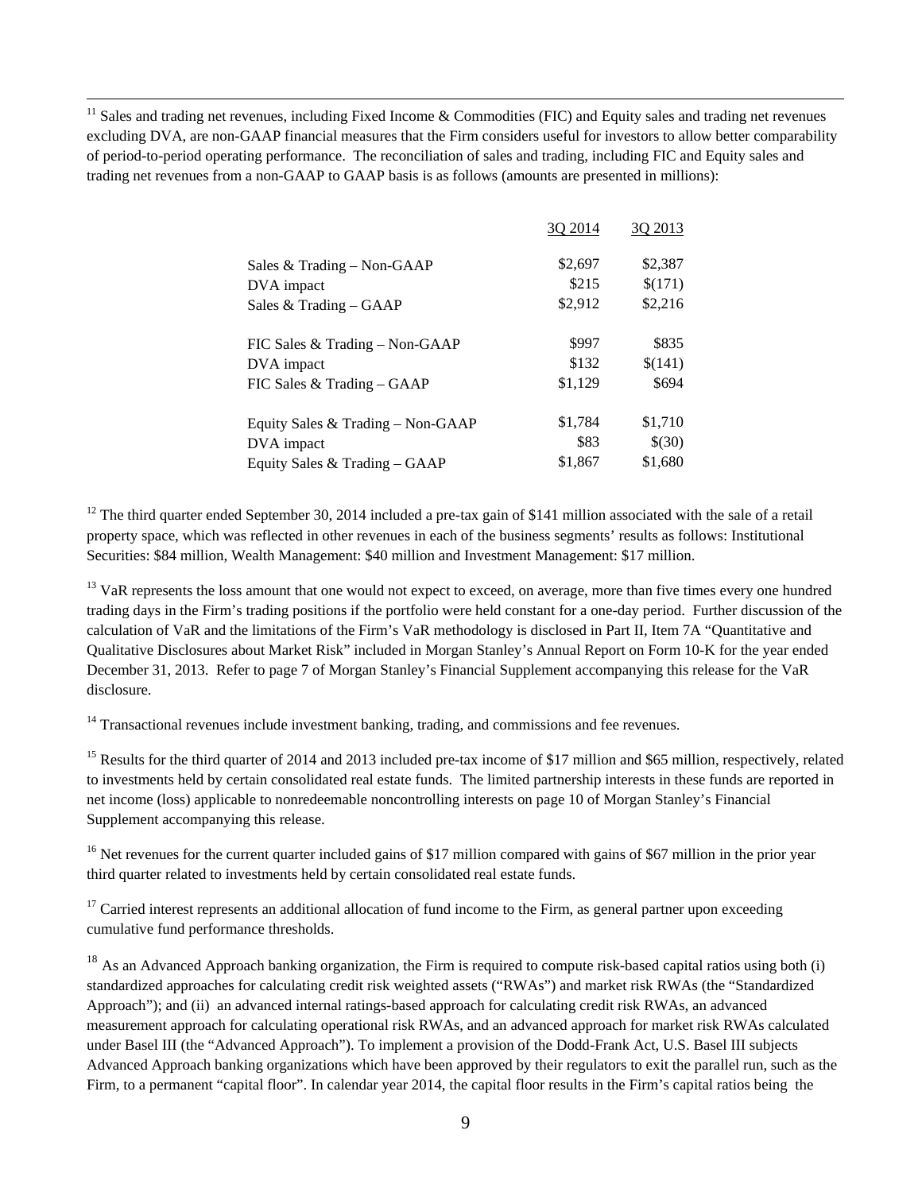[11] Sales and trading net revenues, including Fixed Income & Commodities (FIC) and Equity sales and trading net revenues excluding DVA, are non-GAAP financial measures that the Firm considers useful for investors to allow better comparability of period-to-period operating performance. The reconciliation of sales and trading, including FIC and Equity sales and trading net revenues from a non-GAAP to GAAP basis is as follows (amounts are presented in millions):

| | 3Q 2014 | 3Q 2013 |
|---|---|---|
| Sales & Trading – Non-GAAP | $2,697 | $2,387 |
| DVA impact | $215 | $(171) |
| Sales & Trading – GAAP | $2,912 | $2,216 |
| | | |
| FIC Sales & Trading – Non-GAAP | $997 | $835 |
| DVA impact | $132 | $(141) |
| FIC Sales & Trading – GAAP | $1,129 | $694 |
| | | |
| Equity Sales & Trading – Non-GAAP | $1,784 | $1,710 |
| DVA impact | $83 | $(30) |
| Equity Sales & Trading – GAAP | $1,867 | $1,680 |

[12] The third quarter ended September 30, 2014 included a pre-tax gain of $141 million associated with the sale of a retail property space, which was reflected in other revenues in each of the business segments' results as follows: Institutional Securities: $84 million, Wealth Management: $40 million and Investment Management: $17 million.

[13] VaR represents the loss amount that one would not expect to exceed, on average, more than five times every one hundred trading days in the Firm's trading positions if the portfolio were held constant for a one-day period. Further discussion of the calculation of VaR and the limitations of the Firm's VaR methodology is disclosed in Part II, Item 7A "Quantitative and Qualitative Disclosures about Market Risk" included in Morgan Stanley's Annual Report on Form 10-K for the year ended December 31, 2013. Refer to page 7 of Morgan Stanley's Financial Supplement accompanying this release for the VaR disclosure.

[14] Transactional revenues include investment banking, trading, and commissions and fee revenues.

[15] Results for the third quarter of 2014 and 2013 included pre-tax income of $17 million and $65 million, respectively, related to investments held by certain consolidated real estate funds. The limited partnership interests in these funds are reported in net income (loss) applicable to nonredeemable noncontrolling interests on page 10 of Morgan Stanley's Financial Supplement accompanying this release.

[16] Net revenues for the current quarter included gains of $17 million compared with gains of $67 million in the prior year third quarter related to investments held by certain consolidated real estate funds.

[17] Carried interest represents an additional allocation of fund income to the Firm, as general partner upon exceeding cumulative fund performance thresholds.

[18] As an Advanced Approach banking organization, the Firm is required to compute risk-based capital ratios using both (i) standardized approaches for calculating credit risk weighted assets ("RWAs") and market risk RWAs (the "Standardized Approach"); and (ii) an advanced internal ratings-based approach for calculating credit risk RWAs, an advanced measurement approach for calculating operational risk RWAs, and an advanced approach for market risk RWAs calculated under Basel III (the "Advanced Approach"). To implement a provision of the Dodd-Frank Act, U.S. Basel III subjects Advanced Approach banking organizations which have been approved by their regulators to exit the parallel run, such as the Firm, to a permanent "capital floor". In calendar year 2014, the capital floor results in the Firm's capital ratios being the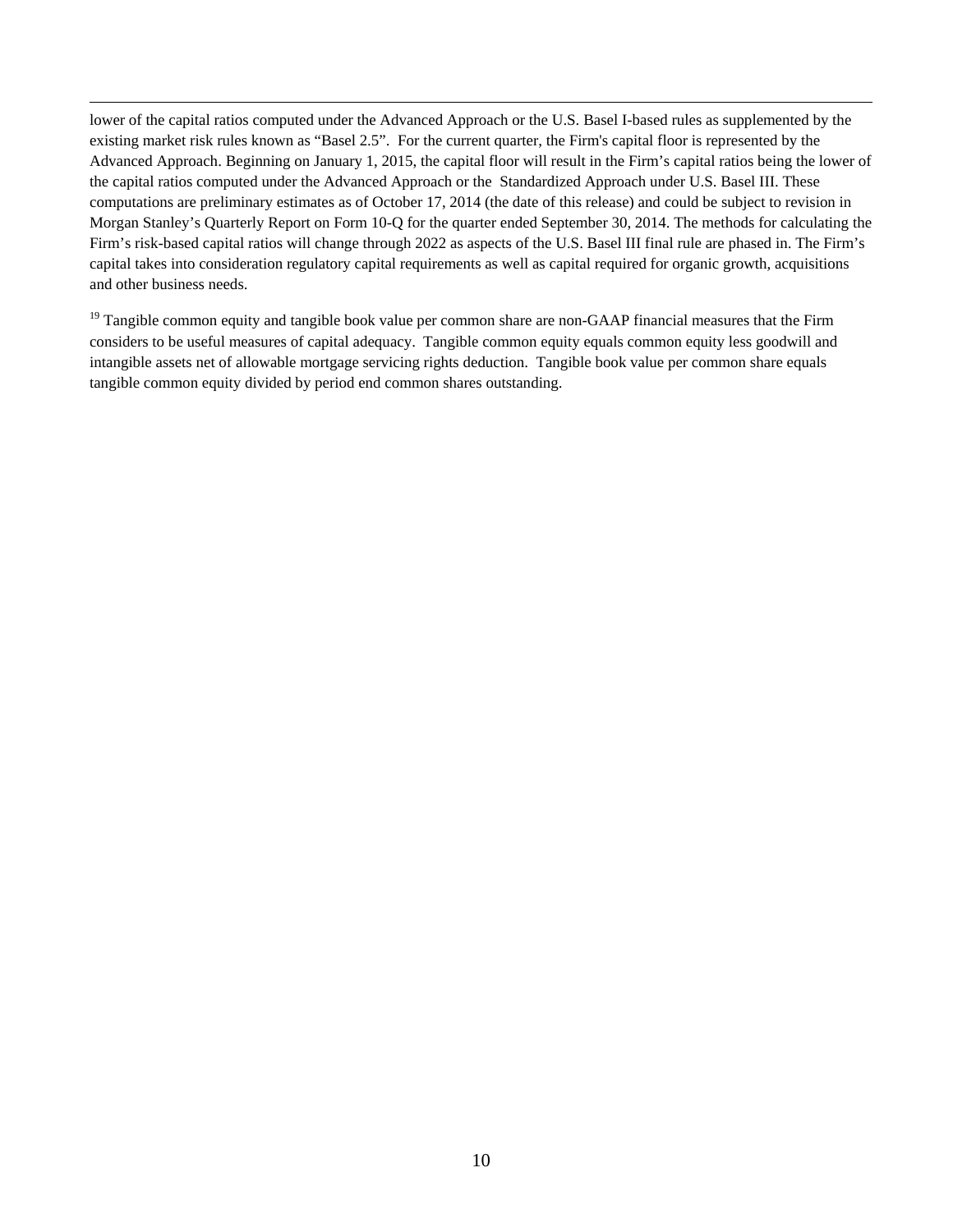lower of the capital ratios computed under the Advanced Approach or the U.S. Basel I-based rules as supplemented by the existing market risk rules known as "Basel 2.5". For the current quarter, the Firm's capital floor is represented by the Advanced Approach. Beginning on January 1, 2015, the capital floor will result in the Firm's capital ratios being the lower of the capital ratios computed under the Advanced Approach or the Standardized Approach under U.S. Basel III. These computations are preliminary estimates as of October 17, 2014 (the date of this release) and could be subject to revision in Morgan Stanley's Quarterly Report on Form 10-Q for the quarter ended September 30, 2014. The methods for calculating the Firm's risk-based capital ratios will change through 2022 as aspects of the U.S. Basel III final rule are phased in. The Firm's capital takes into consideration regulatory capital requirements as well as capital required for organic growth, acquisitions and other business needs.

[19] Tangible common equity and tangible book value per common share are non-GAAP financial measures that the Firm considers to be useful measures of capital adequacy. Tangible common equity equals common equity less goodwill and intangible assets net of allowable mortgage servicing rights deduction. Tangible book value per common share equals tangible common equity divided by period end common shares outstanding.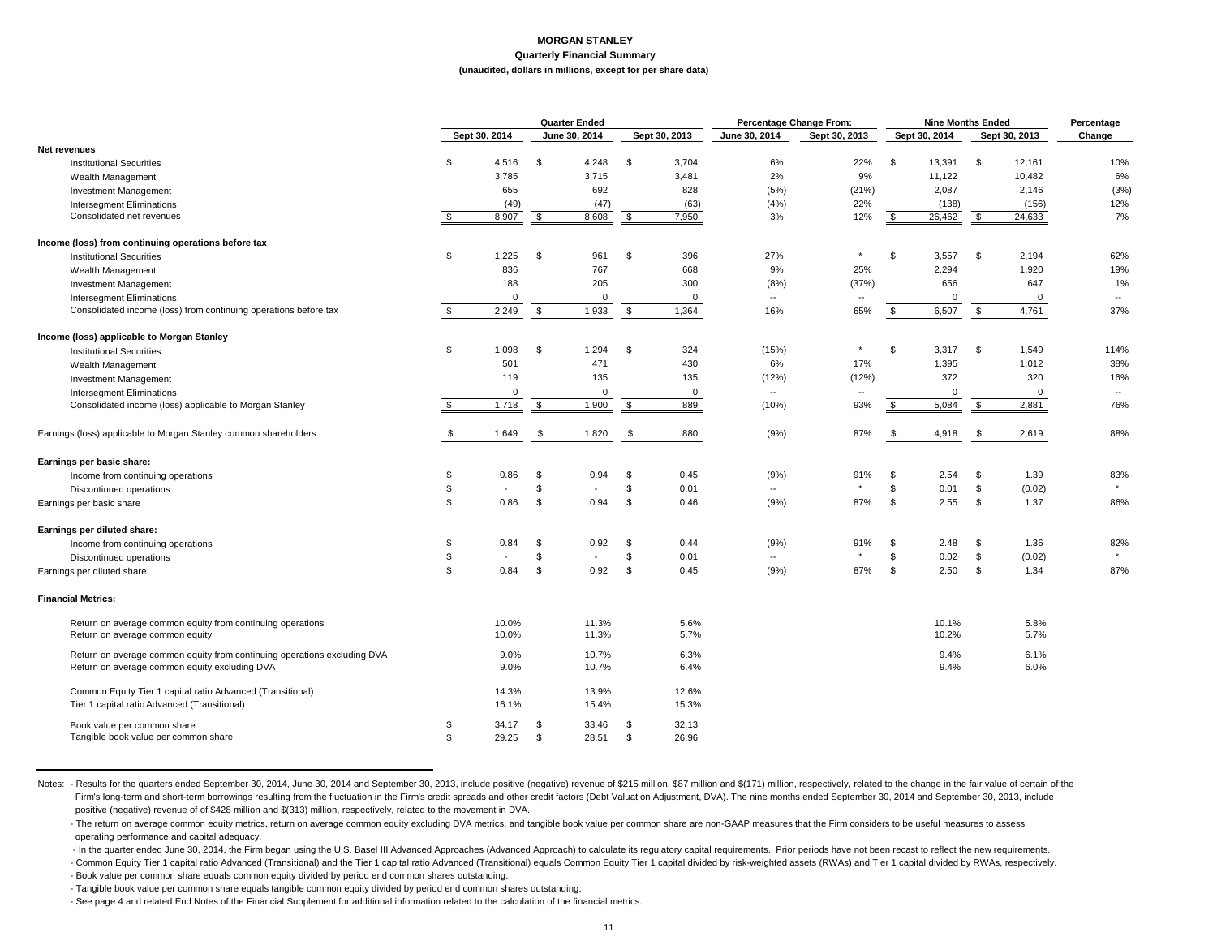# MORGAN STANLEY

## Quarterly Financial Summary

**(unaudited, dollars in millions, except for per share data)**

| | Quarter Ended | | | Percentage Change From: | | Nine Months Ended | | Percentage |
|---|---|---|---|---|---|---|---|---|
| | Sept 30, 2014 | June 30, 2014 | Sept 30, 2013 | June 30, 2014 | Sept 30, 2013 | Sept 30, 2014 | Sept 30, 2013 | Change |
| **Net revenues** | | | | | | | | |
| Institutional Securities | $ 4,516 | $ 4,248 | $ 3,704 | 6% | 22% | $ 13,391 | $ 12,161 | 10% |
| Wealth Management | 3,785 | 3,715 | 3,481 | 2% | 9% | 11,122 | 10,482 | 6% |
| Investment Management | 655 | 692 | 828 | (5%) | (21%) | 2,087 | 2,146 | (3%) |
| Intersegment Eliminations | (49) | (47) | (63) | (4%) | 22% | (138) | (156) | 12% |
| Consolidated net revenues | $ 8,907 | $ 8,608 | $ 7,950 | 3% | 12% | $ 26,462 | $ 24,633 | 7% |
| **Income (loss) from continuing operations before tax** | | | | | | | | |
| Institutional Securities | $ 1,225 | $ 961 | $ 396 | 27% | * | $ 3,557 | $ 2,194 | 62% |
| Wealth Management | 836 | 767 | 668 | 9% | 25% | 2,294 | 1,920 | 19% |
| Investment Management | 188 | 205 | 300 | (8%) | (37%) | 656 | 647 | 1% |
| Intersegment Eliminations | 0 | 0 | 0 | -- | -- | 0 | 0 | -- |
| Consolidated income (loss) from continuing operations before tax | $ 2,249 | $ 1,933 | $ 1,364 | 16% | 65% | $ 6,507 | $ 4,761 | 37% |
| **Income (loss) applicable to Morgan Stanley** | | | | | | | | |
| Institutional Securities | $ 1,098 | $ 1,294 | $ 324 | (15%) | * | $ 3,317 | $ 1,549 | 114% |
| Wealth Management | 501 | 471 | 430 | 6% | 17% | 1,395 | 1,012 | 38% |
| Investment Management | 119 | 135 | 135 | (12%) | (12%) | 372 | 320 | 16% |
| Intersegment Eliminations | 0 | 0 | 0 | -- | -- | 0 | 0 | -- |
| Consolidated income (loss) applicable to Morgan Stanley | $ 1,718 | $ 1,900 | $ 889 | (10%) | 93% | $ 5,084 | $ 2,881 | 76% |
| Earnings (loss) applicable to Morgan Stanley common shareholders | $ 1,649 | $ 1,820 | $ 880 | (9%) | 87% | $ 4,918 | $ 2,619 | 88% |
| **Earnings per basic share:** | | | | | | | | |
| Income from continuing operations | $ 0.86 | $ 0.94 | $ 0.45 | (9%) | 91% | $ 2.54 | $ 1.39 | 83% |
| Discontinued operations | $ - | $ - | $ 0.01 | -- | * | $ 0.01 | $ (0.02) | * |
| Earnings per basic share | $ 0.86 | $ 0.94 | $ 0.46 | (9%) | 87% | $ 2.55 | $ 1.37 | 86% |
| **Earnings per diluted share:** | | | | | | | | |
| Income from continuing operations | $ 0.84 | $ 0.92 | $ 0.44 | (9%) | 91% | $ 2.48 | $ 1.36 | 82% |
| Discontinued operations | $ - | $ - | $ 0.01 | -- | * | $ 0.02 | $ (0.02) | * |
| Earnings per diluted share | $ 0.84 | $ 0.92 | $ 0.45 | (9%) | 87% | $ 2.50 | $ 1.34 | 87% |
| **Financial Metrics:** | | | | | | | | |
| Return on average common equity from continuing operations | 10.0% | 11.3% | 5.6% | | | 10.1% | 5.8% | |
| Return on average common equity | 10.0% | 11.3% | 5.7% | | | 10.2% | 5.7% | |
| Return on average common equity from continuing operations excluding DVA | 9.0% | 10.7% | 6.3% | | | 9.4% | 6.1% | |
| Return on average common equity excluding DVA | 9.0% | 10.7% | 6.4% | | | 9.4% | 6.0% | |
| Common Equity Tier 1 capital ratio Advanced (Transitional) | 14.3% | 13.9% | 12.6% | | | | | |
| Tier 1 capital ratio Advanced (Transitional) | 16.1% | 15.4% | 15.3% | | | | | |
| Book value per common share | $ 34.17 | $ 33.46 | $ 32.13 | | | | | |
| Tangible book value per common share | $ 29.25 | $ 28.51 | $ 26.96 | | | | | |

Notes: - Results for the quarters ended September 30, 2014, June 30, 2014 and September 30, 2013, include positive (negative) revenue of $215 million, $87 million and $(171) million, respectively, related to the change in the fair value of certain of the Firm's long-term and short-term borrowings resulting from the fluctuation in the Firm's credit spreads and other credit factors (Debt Valuation Adjustment, DVA). The nine months ended September 30, 2014 and September 30, 2013, include positive (negative) revenue of of $428 million and $(313) million, respectively, related to the movement in DVA.

- The return on average common equity metrics, return on average common equity excluding DVA metrics, and tangible book value per common share are non-GAAP measures that the Firm considers to be useful measures to assess operating performance and capital adequacy.
- In the quarter ended June 30, 2014, the Firm began using the U.S. Basel III Advanced Approaches (Advanced Approach) to calculate its regulatory capital requirements. Prior periods have not been recast to reflect the new requirements.
- Common Equity Tier 1 capital ratio Advanced (Transitional) and the Tier 1 capital ratio Advanced (Transitional) equals Common Equity Tier 1 capital divided by risk-weighted assets (RWAs) and Tier 1 capital divided by RWAs, respectively.
- Book value per common share equals common equity divided by period end common shares outstanding.
- Tangible book value per common share equals tangible common equity divided by period end common shares outstanding.
- See page 4 and related End Notes of the Financial Supplement for additional information related to the calculation of the financial metrics.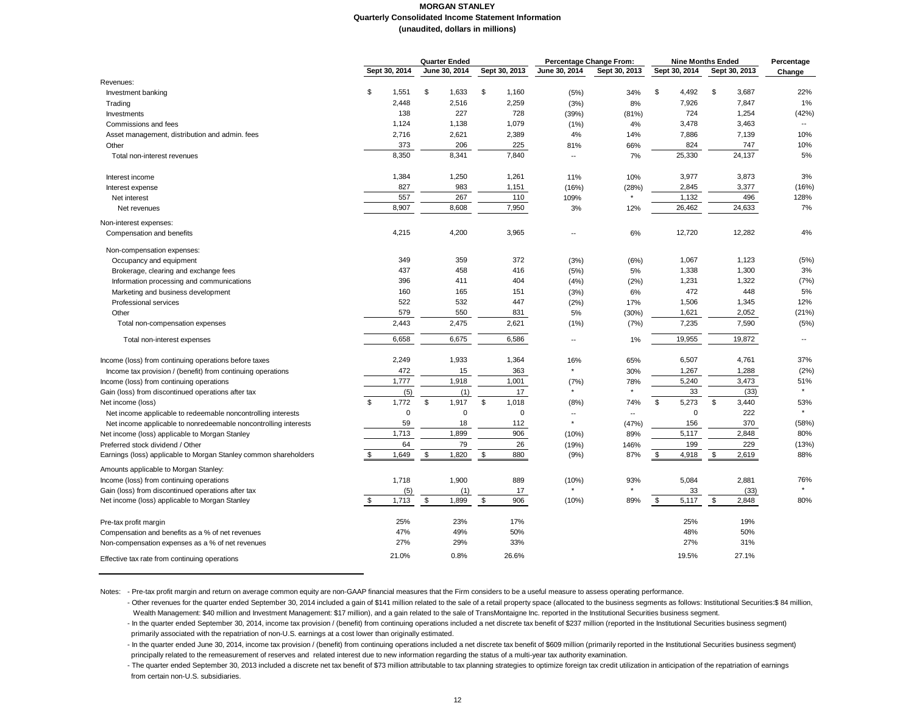# MORGAN STANLEY
## Quarterly Consolidated Income Statement Information
**(unaudited, dollars in millions)**

| | Quarter Ended | | | Percentage Change From: | | Nine Months Ended | | Percentage |
|---|---|---|---|---|---|---|---|---|
| | Sept 30, 2014 | June 30, 2014 | Sept 30, 2013 | June 30, 2014 | Sept 30, 2013 | Sept 30, 2014 | Sept 30, 2013 | Change |
| Revenues: | | | | | | | | |
| Investment banking | $ 1,551 | $ 1,633 | $ 1,160 | (5%) | 34% | $ 4,492 | $ 3,687 | 22% |
| Trading | 2,448 | 2,516 | 2,259 | (3%) | 8% | 7,926 | 7,847 | 1% |
| Investments | 138 | 227 | 728 | (39%) | (81%) | 724 | 1,254 | (42%) |
| Commissions and fees | 1,124 | 1,138 | 1,079 | (1%) | 4% | 3,478 | 3,463 | -- |
| Asset management, distribution and admin. fees | 2,716 | 2,621 | 2,389 | 4% | 14% | 7,886 | 7,139 | 10% |
| Other | 373 | 206 | 225 | 81% | 66% | 824 | 747 | 10% |
| Total non-interest revenues | 8,350 | 8,341 | 7,840 | -- | 7% | 25,330 | 24,137 | 5% |
| Interest income | 1,384 | 1,250 | 1,261 | 11% | 10% | 3,977 | 3,873 | 3% |
| Interest expense | 827 | 983 | 1,151 | (16%) | (28%) | 2,845 | 3,377 | (16%) |
| Net interest | 557 | 267 | 110 | 109% | * | 1,132 | 496 | 128% |
| Net revenues | 8,907 | 8,608 | 7,950 | 3% | 12% | 26,462 | 24,633 | 7% |
| Non-interest expenses: | | | | | | | | |
| Compensation and benefits | 4,215 | 4,200 | 3,965 | -- | 6% | 12,720 | 12,282 | 4% |
| Non-compensation expenses: | | | | | | | | |
| Occupancy and equipment | 349 | 359 | 372 | (3%) | (6%) | 1,067 | 1,123 | (5%) |
| Brokerage, clearing and exchange fees | 437 | 458 | 416 | (5%) | 5% | 1,338 | 1,300 | 3% |
| Information processing and communications | 396 | 411 | 404 | (4%) | (2%) | 1,231 | 1,322 | (7%) |
| Marketing and business development | 160 | 165 | 151 | (3%) | 6% | 472 | 448 | 5% |
| Professional services | 522 | 532 | 447 | (2%) | 17% | 1,506 | 1,345 | 12% |
| Other | 579 | 550 | 831 | 5% | (30%) | 1,621 | 2,052 | (21%) |
| Total non-compensation expenses | 2,443 | 2,475 | 2,621 | (1%) | (7%) | 7,235 | 7,590 | (5%) |
| Total non-interest expenses | 6,658 | 6,675 | 6,586 | -- | 1% | 19,955 | 19,872 | -- |
| Income (loss) from continuing operations before taxes | 2,249 | 1,933 | 1,364 | 16% | 65% | 6,507 | 4,761 | 37% |
| Income tax provision / (benefit) from continuing operations | 472 | 15 | 363 | * | 30% | 1,267 | 1,288 | (2%) |
| Income (loss) from continuing operations | 1,777 | 1,918 | 1,001 | (7%) | 78% | 5,240 | 3,473 | 51% |
| Gain (loss) from discontinued operations after tax | (5) | (1) | 17 | * | * | 33 | (33) | * |
| Net income (loss) | $ 1,772 | $ 1,917 | $ 1,018 | (8%) | 74% | $ 5,273 | $ 3,440 | 53% |
| Net income applicable to redeemable noncontrolling interests | 0 | 0 | 0 | -- | -- | 0 | 222 | * |
| Net income applicable to nonredeemable noncontrolling interests | 59 | 18 | 112 | * | (47%) | 156 | 370 | (58%) |
| Net income (loss) applicable to Morgan Stanley | 1,713 | 1,899 | 906 | (10%) | 89% | 5,117 | 2,848 | 80% |
| Preferred stock dividend / Other | 64 | 79 | 26 | (19%) | 146% | 199 | 229 | (13%) |
| Earnings (loss) applicable to Morgan Stanley common shareholders | $ 1,649 | $ 1,820 | $ 880 | (9%) | 87% | $ 4,918 | $ 2,619 | 88% |
| Amounts applicable to Morgan Stanley: | | | | | | | | |
| Income (loss) from continuing operations | 1,718 | 1,900 | 889 | (10%) | 93% | 5,084 | 2,881 | 76% |
| Gain (loss) from discontinued operations after tax | (5) | (1) | 17 | * | * | 33 | (33) | * |
| Net income (loss) applicable to Morgan Stanley | $ 1,713 | $ 1,899 | $ 906 | (10%) | 89% | $ 5,117 | $ 2,848 | 80% |
| Pre-tax profit margin | 25% | 23% | 17% | | | 25% | 19% | |
| Compensation and benefits as a % of net revenues | 47% | 49% | 50% | | | 48% | 50% | |
| Non-compensation expenses as a % of net revenues | 27% | 29% | 33% | | | 27% | 31% | |
| Effective tax rate from continuing operations | 21.0% | 0.8% | 26.6% | | | 19.5% | 27.1% | |

Notes:
- Pre-tax profit margin and return on average common equity are non-GAAP financial measures that the Firm considers to be a useful measure to assess operating performance.
- Other revenues for the quarter ended September 30, 2014 included a gain of $141 million related to the sale of a retail property space (allocated to the business segments as follows: Institutional Securities:$ 84 million, Wealth Management: $40 million and Investment Management: $17 million), and a gain related to the sale of TransMontaigne Inc. reported in the Institutional Securities business segment.
- In the quarter ended September 30, 2014, income tax provision / (benefit) from continuing operations included a net discrete tax benefit of $237 million (reported in the Institutional Securities business segment) primarily associated with the repatriation of non-U.S. earnings at a cost lower than originally estimated.
- In the quarter ended June 30, 2014, income tax provision / (benefit) from continuing operations included a net discrete tax benefit of $609 million (primarily reported in the Institutional Securities business segment) principally related to the remeasurement of reserves and related interest due to new information regarding the status of a multi-year tax authority examination.
- The quarter ended September 30, 2013 included a discrete net tax benefit of $73 million attributable to tax planning strategies to optimize foreign tax credit utilization in anticipation of the repatriation of earnings from certain non-U.S. subsidiaries.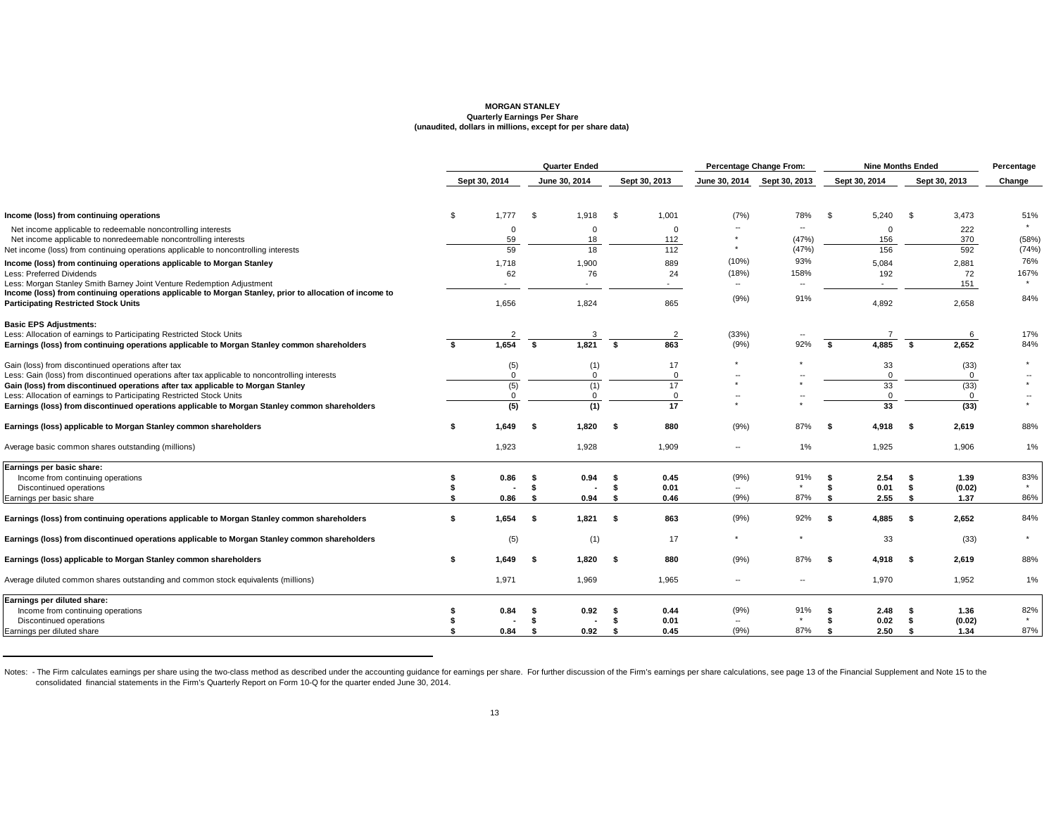**MORGAN STANLEY**
**Quarterly Earnings Per Share**
**(unaudited, dollars in millions, except for per share data)**

| | Quarter Ended | | | Percentage Change From: | | Nine Months Ended | | Percentage |
|---|---|---|---|---|---|---|---|---|
| | Sept 30, 2014 | June 30, 2014 | Sept 30, 2013 | June 30, 2014 | Sept 30, 2013 | Sept 30, 2014 | Sept 30, 2013 | Change |
| **Income (loss) from continuing operations** | $ 1,777 | $ 1,918 | $ 1,001 | (7%) | 78% | $ 5,240 | $ 3,473 | 51% |
| Net income applicable to redeemable noncontrolling interests | 0 | 0 | 0 | -- | -- | 0 | 222 | * |
| Net income applicable to nonredeemable noncontrolling interests | 59 | 18 | 112 | * | (47%) | 156 | 370 | (58%) |
| Net income (loss) from continuing operations applicable to noncontrolling interests | 59 | 18 | 112 | * | (47%) | 156 | 592 | (74%) |
| **Income (loss) from continuing operations applicable to Morgan Stanley** | 1,718 | 1,900 | 889 | (10%) | 93% | 5,084 | 2,881 | 76% |
| Less: Preferred Dividends | 62 | 76 | 24 | (18%) | 158% | 192 | 72 | 167% |
| Less: Morgan Stanley Smith Barney Joint Venture Redemption Adjustment | - | - | - | -- | -- | - | 151 | * |
| **Income (loss) from continuing operations applicable to Morgan Stanley, prior to allocation of income to Participating Restricted Stock Units** | 1,656 | 1,824 | 865 | (9%) | 91% | 4,892 | 2,658 | 84% |
| **Basic EPS Adjustments:** | | | | | | | | |
| Less: Allocation of earnings to Participating Restricted Stock Units | 2 | 3 | 2 | (33%) | -- | 7 | 6 | 17% |
| **Earnings (loss) from continuing operations applicable to Morgan Stanley common shareholders** | **$ 1,654** | **$ 1,821** | **$ 863** | (9%) | 92% | **$ 4,885** | **$ 2,652** | 84% |
| Gain (loss) from discontinued operations after tax | (5) | (1) | 17 | * | * | 33 | (33) | * |
| Less: Gain (loss) from discontinued operations after tax applicable to noncontrolling interests | 0 | 0 | 0 | -- | -- | 0 | 0 | -- |
| **Gain (loss) from discontinued operations after tax applicable to Morgan Stanley** | (5) | (1) | 17 | * | * | 33 | (33) | * |
| Less: Allocation of earnings to Participating Restricted Stock Units | 0 | 0 | 0 | -- | -- | 0 | 0 | -- |
| **Earnings (loss) from discontinued operations applicable to Morgan Stanley common shareholders** | **(5)** | **(1)** | **17** | * | * | **33** | **(33)** | * |
| **Earnings (loss) applicable to Morgan Stanley common shareholders** | **$ 1,649** | **$ 1,820** | **$ 880** | (9%) | 87% | **$ 4,918** | **$ 2,619** | 88% |
| Average basic common shares outstanding (millions) | 1,923 | 1,928 | 1,909 | -- | 1% | 1,925 | 1,906 | 1% |
| **Earnings per basic share:** | | | | | | | | |
| Income from continuing operations | **$ 0.86** | **$ 0.94** | **$ 0.45** | (9%) | 91% | **$ 2.54** | **$ 1.39** | 83% |
| Discontinued operations | **$ -** | **$ -** | **$ 0.01** | -- | * | **$ 0.01** | **$ (0.02)** | * |
| Earnings per basic share | **$ 0.86** | **$ 0.94** | **$ 0.46** | (9%) | 87% | **$ 2.55** | **$ 1.37** | 86% |
| **Earnings (loss) from continuing operations applicable to Morgan Stanley common shareholders** | **$ 1,654** | **$ 1,821** | **$ 863** | (9%) | 92% | **$ 4,885** | **$ 2,652** | 84% |
| **Earnings (loss) from discontinued operations applicable to Morgan Stanley common shareholders** | (5) | (1) | 17 | * | * | 33 | (33) | * |
| **Earnings (loss) applicable to Morgan Stanley common shareholders** | **$ 1,649** | **$ 1,820** | **$ 880** | (9%) | 87% | **$ 4,918** | **$ 2,619** | 88% |
| Average diluted common shares outstanding and common stock equivalents (millions) | 1,971 | 1,969 | 1,965 | -- | -- | 1,970 | 1,952 | 1% |
| **Earnings per diluted share:** | | | | | | | | |
| Income from continuing operations | **$ 0.84** | **$ 0.92** | **$ 0.44** | (9%) | 91% | **$ 2.48** | **$ 1.36** | 82% |
| Discontinued operations | **$ -** | **$ -** | **$ 0.01** | -- | * | **$ 0.02** | **$ (0.02)** | * |
| Earnings per diluted share | **$ 0.84** | **$ 0.92** | **$ 0.45** | (9%) | 87% | **$ 2.50** | **$ 1.34** | 87% |

Notes: - The Firm calculates earnings per share using the two-class method as described under the accounting guidance for earnings per share. For further discussion of the Firm's earnings per share calculations, see page 13 of the Financial Supplement and Note 15 to the consolidated financial statements in the Firm's Quarterly Report on Form 10-Q for the quarter ended June 30, 2014.